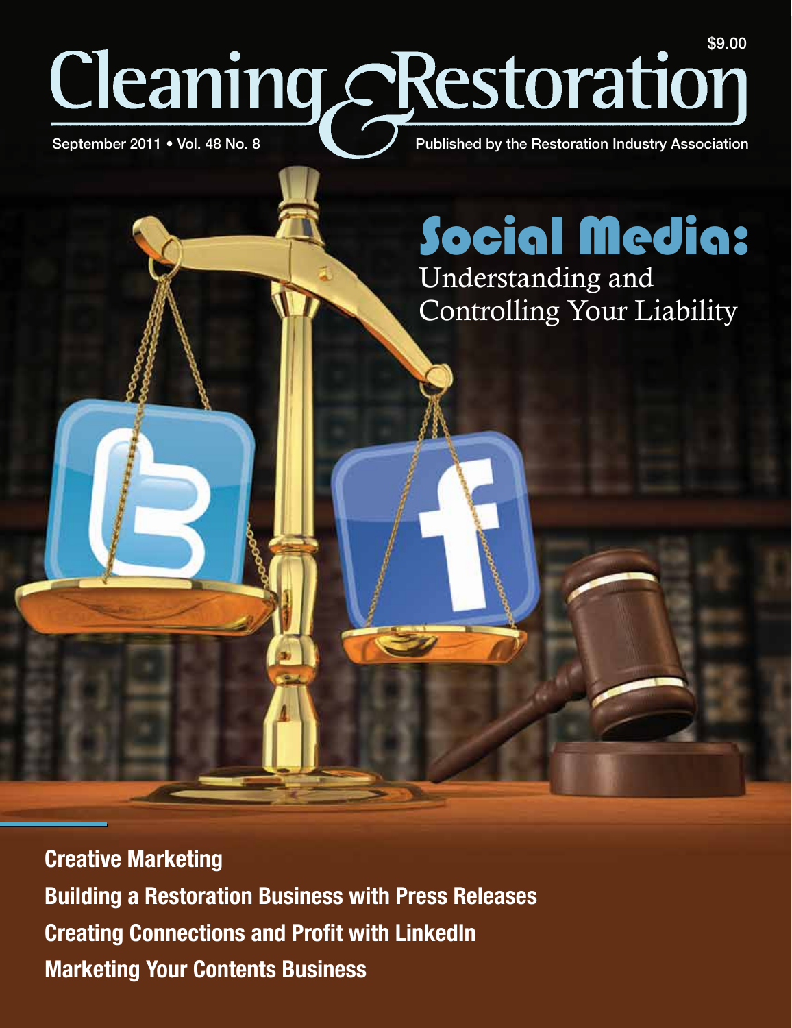$9.00

# Cleaning & Restoration

September 2011 • Vol. 48 No. 8

Published by the Restoration Industry Association

## Social Media:

Understanding and Controlling Your Liability

**Creative Marketing**

**Building a Restoration Business with Press Releases**

**Creating Connections and Profit with LinkedIn**

**Marketing Your Contents Business**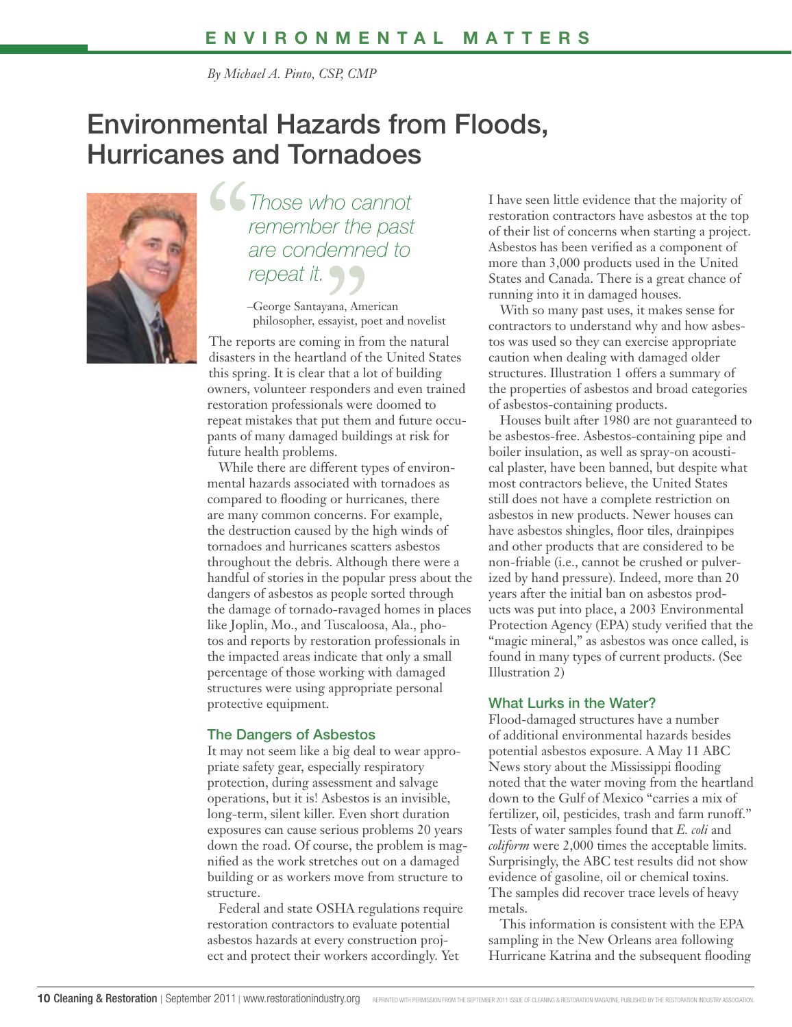ENVIRONMENTAL MATTERS

*By Michael A. Pinto, CSP, CMP*

# Environmental Hazards from Floods, Hurricanes and Tornadoes

> *Those who cannot remember the past are condemned to repeat it.*
>
> –George Santayana, American philosopher, essayist, poet and novelist

The reports are coming in from the natural disasters in the heartland of the United States this spring. It is clear that a lot of building owners, volunteer responders and even trained restoration professionals were doomed to repeat mistakes that put them and future occupants of many damaged buildings at risk for future health problems.

While there are different types of environmental hazards associated with tornadoes as compared to flooding or hurricanes, there are many common concerns. For example, the destruction caused by the high winds of tornadoes and hurricanes scatters asbestos throughout the debris. Although there were a handful of stories in the popular press about the dangers of asbestos as people sorted through the damage of tornado-ravaged homes in places like Joplin, Mo., and Tuscaloosa, Ala., photos and reports by restoration professionals in the impacted areas indicate that only a small percentage of those working with damaged structures were using appropriate personal protective equipment.

## The Dangers of Asbestos

It may not seem like a big deal to wear appropriate safety gear, especially respiratory protection, during assessment and salvage operations, but it is! Asbestos is an invisible, long-term, silent killer. Even short duration exposures can cause serious problems 20 years down the road. Of course, the problem is magnified as the work stretches out on a damaged building or as workers move from structure to structure.

Federal and state OSHA regulations require restoration contractors to evaluate potential asbestos hazards at every construction project and protect their workers accordingly. Yet I have seen little evidence that the majority of restoration contractors have asbestos at the top of their list of concerns when starting a project. Asbestos has been verified as a component of more than 3,000 products used in the United States and Canada. There is a great chance of running into it in damaged houses.

With so many past uses, it makes sense for contractors to understand why and how asbestos was used so they can exercise appropriate caution when dealing with damaged older structures. Illustration 1 offers a summary of the properties of asbestos and broad categories of asbestos-containing products.

Houses built after 1980 are not guaranteed to be asbestos-free. Asbestos-containing pipe and boiler insulation, as well as spray-on acoustical plaster, have been banned, but despite what most contractors believe, the United States still does not have a complete restriction on asbestos in new products. Newer houses can have asbestos shingles, floor tiles, drainpipes and other products that are considered to be non-friable (i.e., cannot be crushed or pulverized by hand pressure). Indeed, more than 20 years after the initial ban on asbestos products was put into place, a 2003 Environmental Protection Agency (EPA) study verified that the "magic mineral," as asbestos was once called, is found in many types of current products. (See Illustration 2)

## What Lurks in the Water?

Flood-damaged structures have a number of additional environmental hazards besides potential asbestos exposure. A May 11 ABC News story about the Mississippi flooding noted that the water moving from the heartland down to the Gulf of Mexico "carries a mix of fertilizer, oil, pesticides, trash and farm runoff." Tests of water samples found that *E. coli* and *coliform* were 2,000 times the acceptable limits. Surprisingly, the ABC test results did not show evidence of gasoline, oil or chemical toxins. The samples did recover trace levels of heavy metals.

This information is consistent with the EPA sampling in the New Orleans area following Hurricane Katrina and the subsequent flooding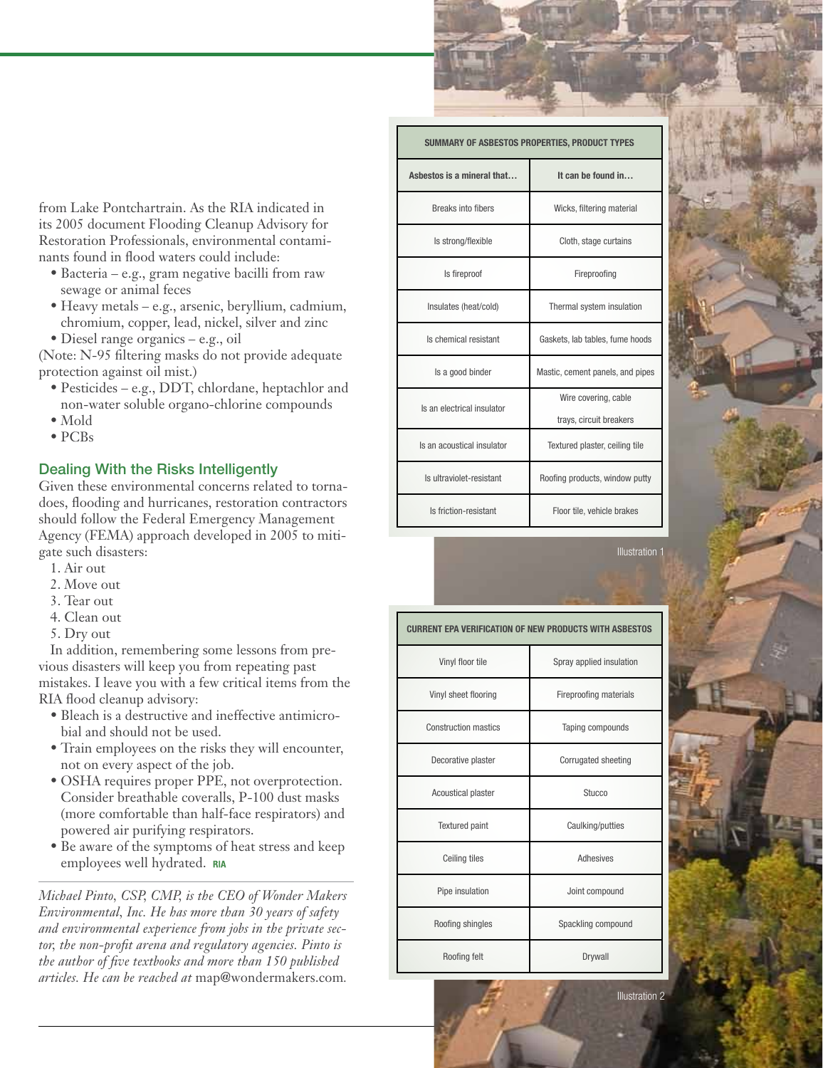from Lake Pontchartrain. As the RIA indicated in its 2005 document Flooding Cleanup Advisory for Restoration Professionals, environmental contaminants found in flood waters could include:

- Bacteria – e.g., gram negative bacilli from raw sewage or animal feces
- Heavy metals – e.g., arsenic, beryllium, cadmium, chromium, copper, lead, nickel, silver and zinc
- Diesel range organics – e.g., oil

(Note: N-95 filtering masks do not provide adequate protection against oil mist.)

- Pesticides – e.g., DDT, chlordane, heptachlor and non-water soluble organo-chlorine compounds
- Mold
- PCBs

## Dealing With the Risks Intelligently

Given these environmental concerns related to tornadoes, flooding and hurricanes, restoration contractors should follow the Federal Emergency Management Agency (FEMA) approach developed in 2005 to mitigate such disasters:

1. Air out
2. Move out
3. Tear out
4. Clean out
5. Dry out

In addition, remembering some lessons from previous disasters will keep you from repeating past mistakes. I leave you with a few critical items from the RIA flood cleanup advisory:

- Bleach is a destructive and ineffective antimicrobial and should not be used.
- Train employees on the risks they will encounter, not on every aspect of the job.
- OSHA requires proper PPE, not overprotection. Consider breathable coveralls, P-100 dust masks (more comfortable than half-face respirators) and powered air purifying respirators.
- Be aware of the symptoms of heat stress and keep employees well hydrated. RIA

*Michael Pinto, CSP, CMP, is the CEO of Wonder Makers Environmental, Inc. He has more than 30 years of safety and environmental experience from jobs in the private sector, the non-profit arena and regulatory agencies. Pinto is the author of five textbooks and more than 150 published articles. He can be reached at* map@wondermakers.com.

**SUMMARY OF ASBESTOS PROPERTIES, PRODUCT TYPES**

| Asbestos is a mineral that… | It can be found in… |
|---|---|
| Breaks into fibers | Wicks, filtering material |
| Is strong/flexible | Cloth, stage curtains |
| Is fireproof | Fireproofing |
| Insulates (heat/cold) | Thermal system insulation |
| Is chemical resistant | Gaskets, lab tables, fume hoods |
| Is a good binder | Mastic, cement panels, and pipes |
| Is an electrical insulator | Wire covering, cable trays, circuit breakers |
| Is an acoustical insulator | Textured plaster, ceiling tile |
| Is ultraviolet-resistant | Roofing products, window putty |
| Is friction-resistant | Floor tile, vehicle brakes |

Illustration 1

**CURRENT EPA VERIFICATION OF NEW PRODUCTS WITH ASBESTOS**

| | |
|---|---|
| Vinyl floor tile | Spray applied insulation |
| Vinyl sheet flooring | Fireproofing materials |
| Construction mastics | Taping compounds |
| Decorative plaster | Corrugated sheeting |
| Acoustical plaster | Stucco |
| Textured paint | Caulking/putties |
| Ceiling tiles | Adhesives |
| Pipe insulation | Joint compound |
| Roofing shingles | Spackling compound |
| Roofing felt | Drywall |

Illustration 2